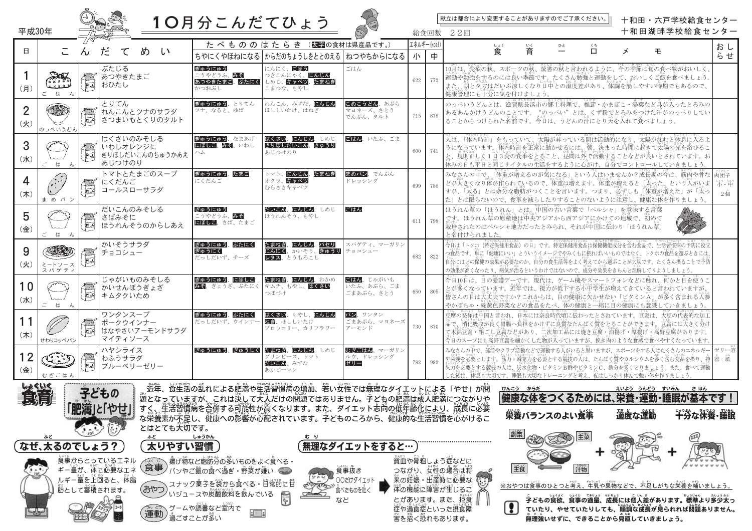平成30年

# 10月分こんだてひょう

献立は都合により変更することがありますのでご了承ください。

十和田・六戸学校給食センター
十和田湖畔学校給食センター

給食回数 22回

| 日 | こんだてめい | | たべもののはたらき（太字の食材は県産品です。） | | | エネルギー(kcal) | | 食育一口メモ | おしらせ |
|---|---|---|---|---|---|---|---|---|---|
| | | | ちやにくやほねになる | からだのちょうしをととのえる | ねつやちからになる | 小 | 中 | | |
| 1(月) | ごはん | ぶたじる<br>あつやきたまご<br>おひたし | **ぎゅうにゅう**<br>こうやどうふ、**みそ**<br>**あつやきたまご**、**ぶたにく**<br>かつおぶし | にんにく、**ごぼう**<br>つきこんにゃく、**にんじん**<br>しめじ、**キャベツ**、**たまねぎ**<br>こまつな、もやし | ごはん | 622 | 772 | 10月は、食欲の秋、スポーツの秋、読書の秋と言われるように、今の季節は旬の食べ物がおいしく、運動や勉強をするのには良い季節です。たくさん勉強と運動をして、おいしくご飯を食べましょう。また、朝と夕方はだいぶ涼しくなり日中との温度差があり、体調を崩しやすい時期でもあるので、健康管理にも十分に気を付けましょう。 | |
| 2(火) | のっぺいうどん | とりてん<br>れんこんとツナのサラダ<br>さつまいもとくりのタルト | **ぎゅうにゅう**、とりてん<br>ツナ、なると、ゆば | れんこん、みずな、**にんじん**<br>ほししいたけ、ねぎ | **こめこうどん**、あぶら<br>マヨネーズ、さとう<br>でんぷん、タルト | 715 | 878 | のっぺいうどんとは、滋賀県長浜市の郷土料理で、椎茸・かまぼこ・湯葉など具が入ったとろみのあるあんかけうどんのことです。"のっぺい"とは、くず粉でとろみをつけた汁がのっぺりしていることからつけられた名前です。今日は、うどんの汁にとり天を入れて食べましょう。 | |
| 3(水) | ごはん | はくさいのみそしる<br>いわしオレンジに<br>きりぼしだいこんのちゅうかあえ<br>あじつけのり | **ぎゅうにゅう**、なまあげ<br>**にぼし**、**みそ**、いわし<br>ハム | **はくさい**、**にんじん**、しめじ<br>**きりぼしだいこん**、**きゅうり**<br>あじつけのり | **ごはん**、いたふ、ごま | 600 | 741 | 人は、「体内時計」をもっていて、太陽が昇っている間は活動的になり、太陽が沈むと休息に入るようになっています。体内時計を正常に動かせるには、朝、決まった時間に起きて太陽の光を浴びること、規則正しく1日3食の食事をとること、昼間は外で活動することなどが良いとされています。お休みの日も平日と同じサイクルの生活をするように心がけ、自分でコントロールしていきましょう。 | |
| 4(木) | まめパン | トマトとたまごのスープ<br>にくだんご<br>コールスローサラダ | **ぎゅうにゅう**、**たまご**<br>にくだんご | トマト、**にんじん**、**たまねぎ**<br>オクラ、**キャベツ**<br>むらさきキャベツ | **まめパン**、でんぷん<br>ドレッシング | 699 | 786 | みなさんの中で、「体重が増えるのが気になる」という人はいませんか？成長期の今は、筋肉や骨などが大きくなり体が作られているので、体重は増えます。体重が増えると「太った」という人がいますが、「太る」とは余分な脂肪がつくことを言います。つまり、必ずしも「体重が増えた」が「太った」とは限らないので、食事を減らしたりすることのないように注意し、健康な体を作りましょう。 | 肉団子<br>小・中<br>2個 |
| 5(金) | ごはん | だいこんのみそしる<br>さばみそに<br>ほうれんそうのからしあえ | **ぎゅうにゅう**<br>こうやどうふ、**みそ**<br>**にぼし**、さば、たまご | **だいこん**、**にんじん**、しめじ<br>ほうれんそう、もやし | **ごはん** | 611 | 798 | ほうれん草の「ほうれん」とは、中国の古い言葉で「ペルシャ」を意味する言葉です。ほうれん草の原産地は中央アジアから西アジアにかけての地域で、初めて栽培されたのはペルシャ地方だったとみられ、それが中国に伝わり「ほうれん草」と名付けられました。 | |
| 9(火) | ミートソーススパゲティ | かいそうサラダ<br>チョコシュー | **ぎゅうにゅう**、**ぶたにく**<br>**ぎゅうにく**<br>だっしだいず、チーズ | **たまねぎ**、**にんじん**、**パセリ**<br>**にんにく**、かいそう、**きゅうり**<br>**レタス**、とうもろこし | スパゲティ、マーガリン<br>チョコシュー | 682 | 822 | 今日は「トクホ（特定保健用食品）の日」です。特定保健用食品は保健機能成分を含む食品で、生活習慣病の予防に役立つ食品です。単に「健康にいい」というイメージでやみくもに摂ればいいものではなく、トクホの食品を選ぶときには、自分にはどの保健の効果が必要なのか、自分の食生活等をよく考えてから選ぶことが大切です。たくさん摂ることで予防の効果が高くなったり、病気が治るというわけではないので、成分や効果をきちんと理解してとりましょう。 | |
| 10(水) | ごはん | じゃがいものみそしる<br>かいせんぼうぎょざ<br>キムタクいため | **ぎゅうにゅう**、**にぼし**<br>**みそ**、ぎょうざ、ぶたにく | **たまねぎ**、**にんじん**、わかめ<br>キムチ、もやし、**はくさい**<br>つぼづけ | **ごはん**、じゃがいも<br>いたふ、あぶら、ごま<br>ごまあぶら、さとう | 650 | 805 | 今日10日は、目の愛護デーです。現代は、ゲーム機やスマートフォンなどに触れ、何かと目を使うことが多くなっています。近年では、視力が低下する小中学生が増えてきていると言われていますが、皆さんの目は大丈夫ですか？これからは、目の健康に欠かせない「ビタミンA」が多く含まれる人参やかぼちゃ・緑黄色野菜などの食品をたべ、体の健康と一緒に目の健康にも意識していきましょう。 | |
| 11(木) | せわりコッペパン | ワンタンスープ<br>ポークウインナー<br>はなやさいアーモンドサラダ<br>マイティソース | **ぎゅうにゅう**、**ぶたにく**<br>だっしだいず、ウインナー | **はくさい**、もやし、**にんじん**<br>**わかめ**、ほししいたけ<br>ブロッコリー、カリフラワー | **パン**、ワンタン<br>ごまあぶら、マヨネーズ<br>アーモンド | 730 | 870 | 豆腐の発祥は中国と言われ、日本には奈良時代頃に伝わったとされています。豆腐は、大豆の代表的な加工品で、消化吸収が良く胃腸へ負担をかけずに良質なたんぱく質をとることができます。豆腐には大きく分けて木綿豆腐・絹ごし豆腐などがあり、二次加工品には焼き豆腐・油揚げ・厚揚げ・高野豆腐があります。今日のスープにも高野豆腐を細かくした物が入っていますが、挽き肉のような食感で食べやすくなっています。 | |
| 12(金) | むぎごはん | ハヤシライス<br>わふうサラダ<br>ブルーベリーゼリー | **ぎゅうにゅう**、**ぎゅうにく** | **たまねぎ**、**にんじん**、しめじ<br>グリンピース、トマト<br>**だいこん**、みずな<br>あかピーマン | **むぎごはん**、マーガリン<br>ルウ、ドレッシング<br>**ゼリー** | 782 | 982 | みなさんの中で、部活やクラブ活動などで運動する人がいると思いますが、スポーツをする人はたくさんのエネルギーや栄養を必要とします。筋力・瞬発力を必要とする競技の人は、たんぱく質やカルシウムを多く含む食品を摂り、持久力を必要とする競技の人は、炭水化物・ビタミンB群やビタミンC、鉄分を多くとりましょう。また、食べて運動した後は、休息も大切です。睡眠も大切なトレーニングと考え、夜はしっかり休んで強い体を作りましょう。 | ゼリー容器：紙 |

## 食育 子どもの「肥満」と「やせ」

近年、食生活の乱れによる肥満や生活習慣病の増加、若い女性では無理なダイエットによる「やせ」が問題となっていますが、これは決して大人だけの問題ではありません。子どもの肥満は成人肥満につながりやすく、生活習慣病を合併する可能性が高くなります。また、ダイエット志向の低年齢化により、成長に必要な栄養素が不足し、健康への影響が心配されています。子どものころから、健康的な生活習慣を心がけることはとても大切です。

### なぜ、太るのでしょう？

食事からとっているエネルギー量が、体に必要なエネルギー量を上回ると、体脂肪として蓄積されます。

### 太りやすい習慣

- 食事：揚げ物など脂肪分の多いものをよく食べる・パンやご飯の食べ過ぎ・野菜が嫌い
- おやつ：スナック菓子を袋から食べる・日常的に甘いジュースや炭酸飲料を飲んでいる
- 運動：ゲームや読書など室内で過ごすことが多い

### 無理なダイエットをすると…

食事抜き
〇〇だけダイエット
食べたものを吐く
など

貧血や骨粗しょう症などにつながり、女性の場合は将来の妊娠・出産時に必要な体の機能に障害が生じることがあります。また、拒食症や過食症といった摂食障害を招く恐れもあります。

## 健康な体をつくるためには、栄養・運動・睡眠が基本です！

栄養バランスのよい食事 ＋ 適度な運動 ＋ 十分な休養・睡眠

副菜　主菜　主食　汁物

※おやつは食事のひとつと考え、牛乳や果物などで、不足しがちな栄養を補いましょう。

**子どもの食欲、食事の適量、成長には個人差があります。標準より多少太っていたり、やせていたりしても、順調な成長が見られれば問題ありません。無理強いせずに、できることから見直していきましょう。**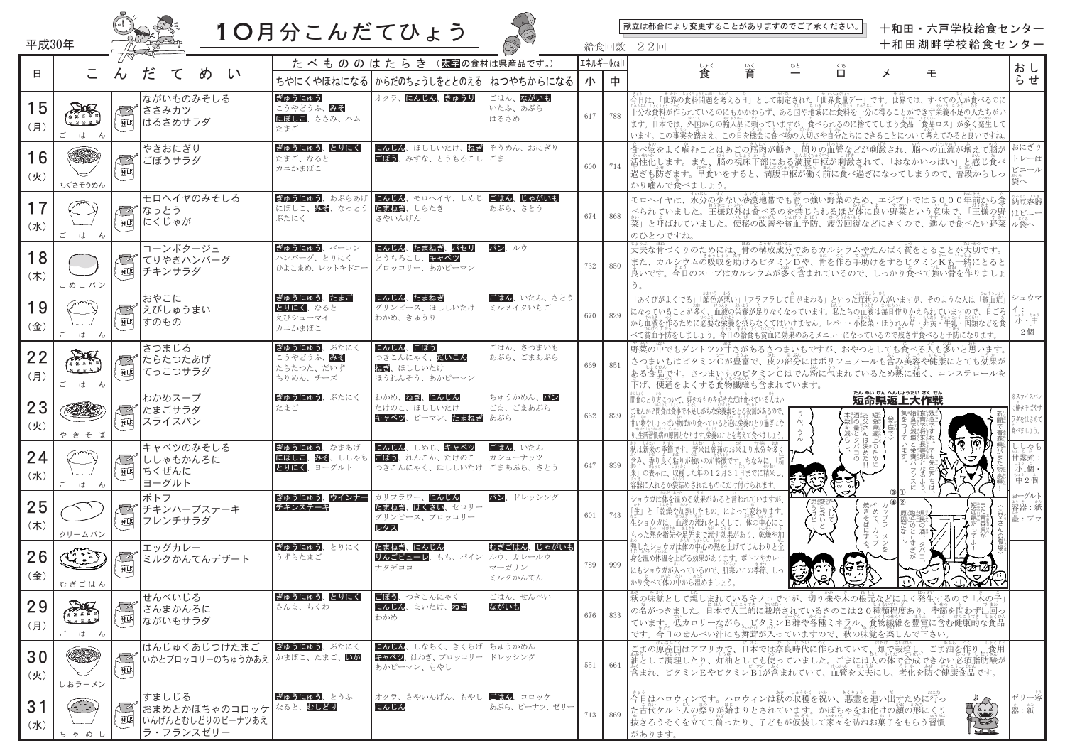平成30年

# 10月分こんだてひょう

献立は都合により変更することがありますのでご了承ください。

十和田・六戸学校給食センター
十和田湖畔学校給食センター

給食回数 22回

| 日 | こんだてめい（主食） | こんだてめい | ちやにくやほねになる | からだのちょうしをととのえる | ねつやちからになる | エネルギー(kcal) 小 | エネルギー(kcal) 中 | 食育一口メモ | おしらせ |
|---|---|---|---|---|---|---|---|---|---|
| 15(月) | ごはん | ながいものみそしる ささみカツ はるさめサラダ | ぎゅうにゅう、こうやどうふ、みそ、にぼしこ、ささみ、ハム、たまご | オクラ、にんじん、きゅうり | ごはん、ながいも、いたふ、あぶら、はるさめ | 617 | 788 | 今日は、「世界の食料問題を考える日」として制定された「世界食糧デー」です。世界では、すべての人が食べるのに十分な食料が作られているのにもかかわらず、ある国や地域には食料を十分に得ることができず栄養不足の人たちがいます。日本では、外国からの輸入品に頼っていますが、食べられるのに捨ててしまう食品「食品ロス」が多く発生しています。この事実を踏まえ、この日を機会に食べ物の大切さや自分たちにできることについて考えてみると良いですね。 | |
| 16(火) | ちくさうどん | やきおにぎり ごぼうサラダ | ぎゅうにゅう、とりにく、たまご、なると、カニかまぼこ | にんじん、ほししいたけ、ねぎ、ごぼう、みずな、とうもろこし | そうめん、おにぎり、ごま | 600 | 714 | 食べ物をよく噛むことはあごの筋肉が動き、周りの血管などが刺激され、脳への血流が増えて脳が活性化します。また、脳の視床下部にある満腹中枢が刺激されて、「おなかいっぱい」と感じ食べ過ぎも防ぎます。早食いをすると、満腹中枢が働く前に食べ過ぎになってしまうので、普段からしっかり噛んで食べましょう。 | おにぎりトレーはビニール袋へ |
| 17(水) | ごはん | モロヘイヤのみそしる なっとう にくじゃが | ぎゅうにゅう、あぶらあげ、にぼしこ、みそ、なっとう、ぶたにく | にんじん、モロヘイヤ、しめじ、たまねぎ、しらたき、さやいんげん | ごはん、じゃがいも、あぶら、さとう | 674 | 868 | モロヘイヤは、水分の少ない砂漠地帯でも育つ強い野菜のため、エジプトでは5000年前から食べられていました。王様以外は食べるのを禁じられるほど体に良い野菜という意味で、「王様の野菜」と呼ばれていました。便秘の改善や貧血予防、疲労回復などにきくので、進んで食べたい野菜のひとつですね。 | 納豆容器はビニール袋へ |
| 18(木) | こめこパン | コーンポタージュ てりやきハンバーグ チキンサラダ | ぎゅうにゅう、ベーコン、ハンバーグ、とりにく、ひよこまめ、レットキドニー | にんじん、たまねぎ、パセリ、とうもろこし、キャベツ、ブロッコリー、あかピーマン | パン、ルウ | 732 | 850 | 丈夫な骨づくりのためには、骨の構成成分であるカルシウムやたんぱく質をとることが大切です。また、カルシウムの吸収を助けるビタミンDや、骨を作る手助けをするビタミンKも一緒にとると良いです。今日のスープはカルシウムが多く含まれているので、しっかり食べて強い骨を作りましょう。 | |
| 19(金) | ごはん | おやこに えびしゅうまい すのもの | ぎゅうにゅう、たまご、とりにく、なると、えびシューマイ、カニかまぼこ | にんじん、たまねぎ、グリンピース、ほししいたけ、わかめ、きゅうり | ごはん、いたふ、さとう、ミルメイクいちご | 670 | 829 | 「あくびがよくでる」「顔色が悪い」「フラフラして目がまわる」といった症状の人がいますが、そのような人は「貧血症」になっていることが多く、血液の栄養が足りなくなっています。私たちの血液は毎日作りかえられていますので、日ごろから血液を作るために必要な栄養を摂らなくてはいけません。レバー・小松菜・ほうれん草・卵黄・牛乳・肉類などを食べて貧血予防をしましょう。今日の給食も貧血に効果のあるメニューになっているので残さず食べると予防になります。 | シュウマイ：小・中2個 |
| 22(月) | ごはん | さつまじる たらたつたあげ てっこうサラダ | ぎゅうにゅう、ぶたにく、こうやどうふ、みそ、たらたつた、だいず、ちりめん、チーズ | にんじん、ごぼう、つきこんにゃく、だいこん、ねぎ、ほししいたけ、ほうれんそう、あかピーマン | ごはん、さつまいも、あぶら、ごまあぶら | 669 | 851 | 野菜の中でもダントツの甘さがあるさつまいもですが、おやつとしても食べる人も多いと思います。さつまいもはビタミンCが豊富で、皮の部分にはポリフェノールも含み美容や健康にとても効果がある食品です。さつまいものビタミンCはでん粉に包まれているため熱に強く、コレステロールを下げ、便通をよくする食物繊維も含まれています。 | |
| 23(火) | やきそば | わかめスープ たまごサラダ スライスパン | ぎゅうにゅう、ぶたにく、たまご | わかめ、ねぎ、にんじん、たけのこ、ほししいたけ、キャベツ、ピーマン、たまねぎ | ちゅうかめん、パン、ごま、ごまあぶら、あぶら | 662 | 829 | 間食のとり方について、好きなものを好きなだけ食べている人はいませんか？間食は食事で不足しがちな栄養素をとる役割があるので、甘い物やしょっぱい物ばかり食べていると逆に栄養のとり過ぎになり、生活習慣病の原因となります。栄養のことを考えて食べましょう。 | ※スライスパンに焼きそばやサラダをはさんで食べましょう。 |
| 24(水) | ごはん | キャベツのみそしる ししゃもフライ ちくぜんに ヨーグルト | ぎゅうにゅう、なまあげ、にぼしこ、みそ、ししゃも、とりにく、ヨーグルト | にんじん、しめじ、キャベツ、ごぼう、れんこん、たけのこ、つきこんにゃく、ほししいたけ | ごはん、いたふ、カシューナッツ、ごまあぶら、さとう | 647 | 839 | 秋は新米の季節です。新米は普通のお米より水分を多く含み、香り良く粘りが強いのが特徴です。ちなみに、「新米」の表示は、収穫した年の12月31日までに精米し、容器に入れるか袋詰めされたものにだけ付けられます。 | ししゃも：小1個・中2個 |
| 25(木) | クリームパン | ポトフ チキンハーブステーキ フレンチサラダ | ぎゅうにゅう、ウインナー、チキンステーキ | カリフラワー、にんじん、たまねぎ、はくさい、セロリー、グリンピース、ブロッコリー、レタス | パン、ドレッシング | 601 | 743 | ショウガは体を温める効果があると言われていますが、「生」と「乾燥や加熱したもの」によって変わります。生ショウガは、血液の流れをよくして、体の中心にこもった熱を指先や足先まで流す効果があり、乾燥や加熱したショウガは体の中心の熱を上げてじんわりと全身を温め体温を上げる効果があります。ポトフやカレーにもショウガが入っているので、肌寒いこの季節、しっかり食べて体の中から温めましょう。 | ヨーグルト容器：紙 蓋：プラ |
| 26(金) | むぎごはん | エッグカレー ミルクかんてんデザート | ぎゅうにゅう、とりにく、うずらたまご | たまねぎ、にんじん、りんごピューレ、もも、パイン、ナタデココ | むぎごはん、じゃがいも、ルウ、カレールウ、マーガリン、ミルクかんてん | 789 | 999 | | |
| 29(月) | ごはん | せんべいじる さんまかんろに ながいもサラダ | ぎゅうにゅう、とりにく、さんま、ちくわ | ごぼう、つきこんにゃく、にんじん、まいたけ、ねぎ、わかめ | ごはん、せんべい、ながいも | 676 | 833 | 秋の味覚として親しまれているキノコですが、切り株や木の根元などによく発生するので「木の子」の名がつきました。日本で人工的に栽培されているきのこは20種類程度あり、季節を問わず出回っています。低カロリーながら、ビタミンB群や各種ミネラル、食物繊維を豊富に含む健康的な食品です。今日のせんべい汁にも舞茸が入っていますので、秋の味覚を楽しんで下さい。 | |
| 30(火) | しおラーメン | はんじゅくあじつけたまご いかとブロッコリーのちゅうかあえ | ぎゅうにゅう、ぶたにく、かまぼこ、たまご、いか | にんじん、しなちく、きくらげ、キャベツ、はねぎ、ブロッコリー、あかピーマン、もやし | ちゅうかめん、ドレッシング | 551 | 664 | ごまの原産国はアフリカで、日本では奈良時代に作られていて、畑で栽培し、ごま油を作り、食用油として調理したり、灯油としても使っていました。ごまには人の体で合成できない必須脂肪酸が含まれ、ビタミンEやビタミンB1が含まれていて、血管を丈夫にし、老化を防ぐ健康食品です。 | |
| 31(水) | ちゃめし | すましじる おまめとかぼちゃのコロッケ いんげんとむしどりのピーナツあえ ラ・フランスゼリー | ぎゅうにゅう、とうふ、なると、むしどり | オクラ、さやいんげん、もやし、にんじん | ごはん、コロッケ、あぶら、ピーナツ、ゼリー | 713 | 869 | 今日はハロウィンです。ハロウィンは秋の収穫を祝い、悪霊を追い出すために行った古代ケルト人の祭りが始まりとされています。かぼちゃをお化けの顔の形にくり抜きろうそくを立てて飾ったり、子どもが仮装して家々を訪ねお菓子をもらう習慣があります。 | ゼリー容器：紙 |

たべもののはたらき（太字の食材は県産品です。）

## 短命県返上大作戦

（家庭で）
①短命県返上のために、お父さんは決めた!!酒の量とタバコの本数を減らし、
うん、うん
②気をつけています。
食塩を控えすぎてね、野菜、主食・主菜・副菜・栄養バランスを先生たちは、
新聞で青森県は短命県だってね
（お父さんの職場）
③カップラーメンをやめて、カップ焼きそばにする。
④県民の酒・タバコ・塩分のとりすぎが原因だよな…
思い返したらどうだろう